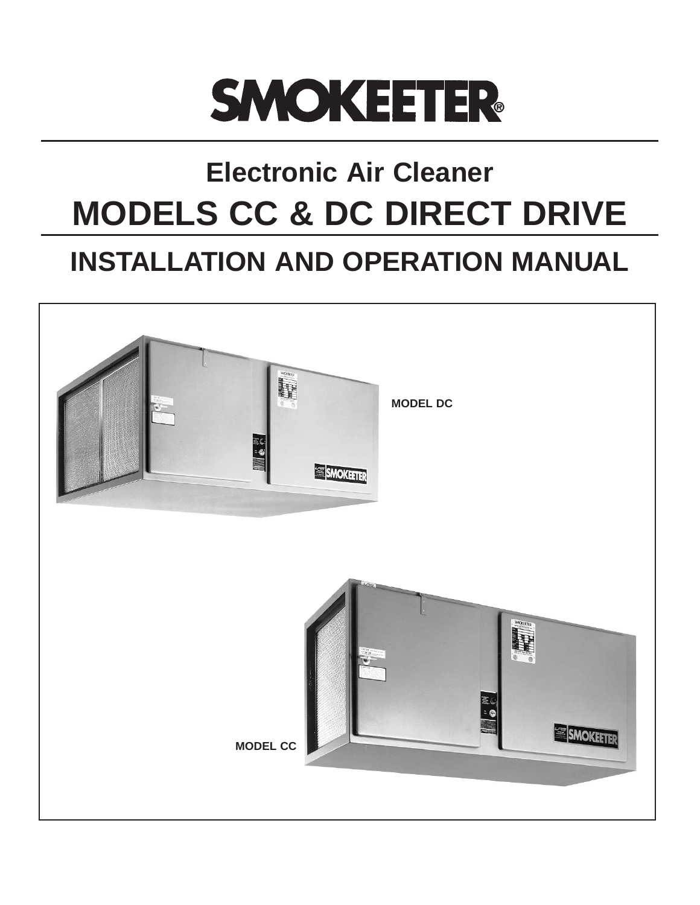# SMOKEETER®

## Electronic Air Cleaner

# MODELS CC & DC DIRECT DRIVE

## INSTALLATION AND OPERATION MANUAL

**MODEL DC**

**MODEL CC**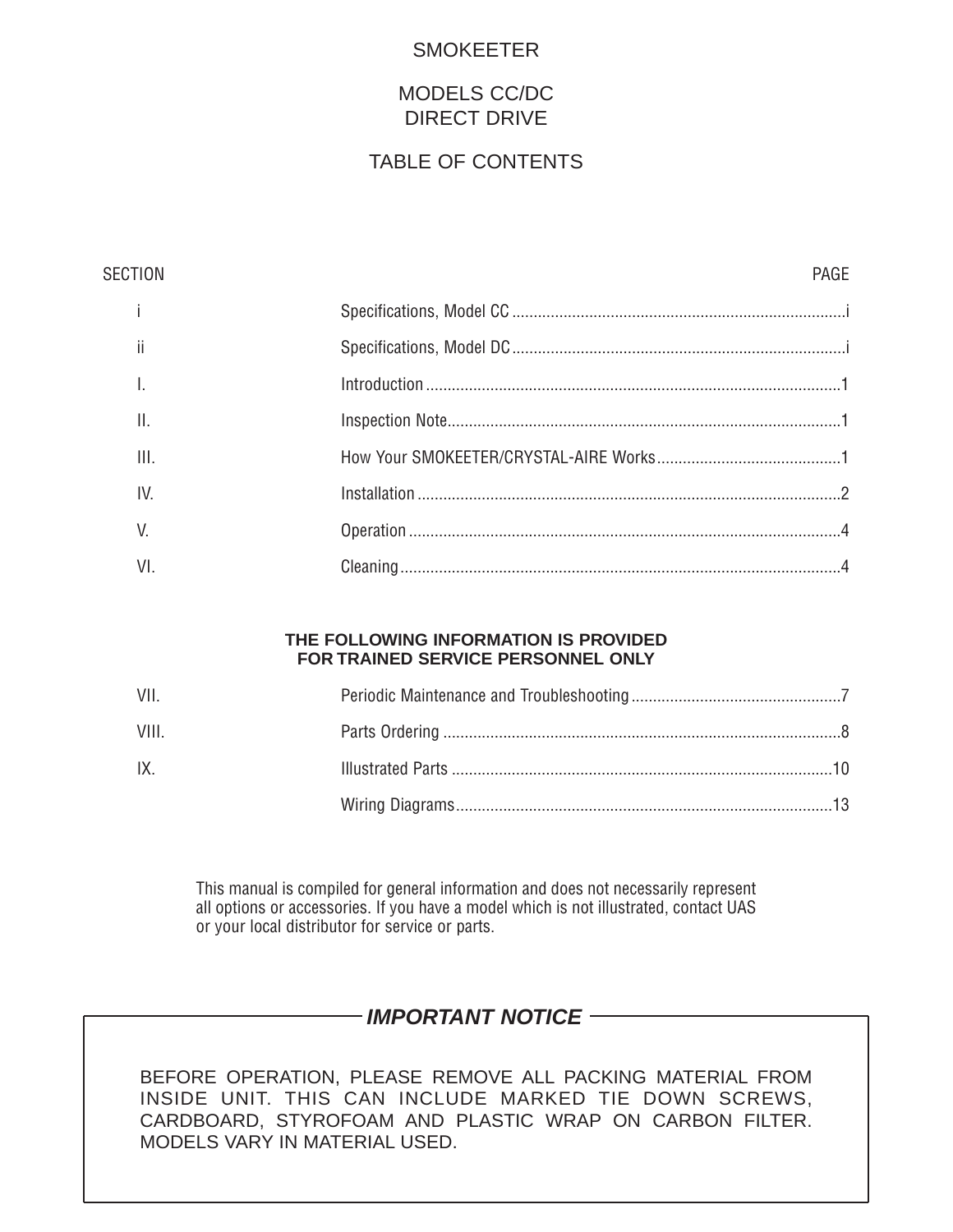# SMOKEETER

## MODELS CC/DC
## DIRECT DRIVE

## TABLE OF CONTENTS

| SECTION | | PAGE |
|---|---|---|
| i | Specifications, Model CC | i |
| ii | Specifications, Model DC | i |
| I. | Introduction | 1 |
| II. | Inspection Note | 1 |
| III. | How Your SMOKEETER/CRYSTAL-AIRE Works | 1 |
| IV. | Installation | 2 |
| V. | Operation | 4 |
| VI. | Cleaning | 4 |

**THE FOLLOWING INFORMATION IS PROVIDED FOR TRAINED SERVICE PERSONNEL ONLY**

| SECTION | | PAGE |
|---|---|---|
| VII. | Periodic Maintenance and Troubleshooting | 7 |
| VIII. | Parts Ordering | 8 |
| IX. | Illustrated Parts | 10 |
| | Wiring Diagrams | 13 |

This manual is compiled for general information and does not necessarily represent all options or accessories. If you have a model which is not illustrated, contact UAS or your local distributor for service or parts.

***IMPORTANT NOTICE***

BEFORE OPERATION, PLEASE REMOVE ALL PACKING MATERIAL FROM INSIDE UNIT. THIS CAN INCLUDE MARKED TIE DOWN SCREWS, CARDBOARD, STYROFOAM AND PLASTIC WRAP ON CARBON FILTER. MODELS VARY IN MATERIAL USED.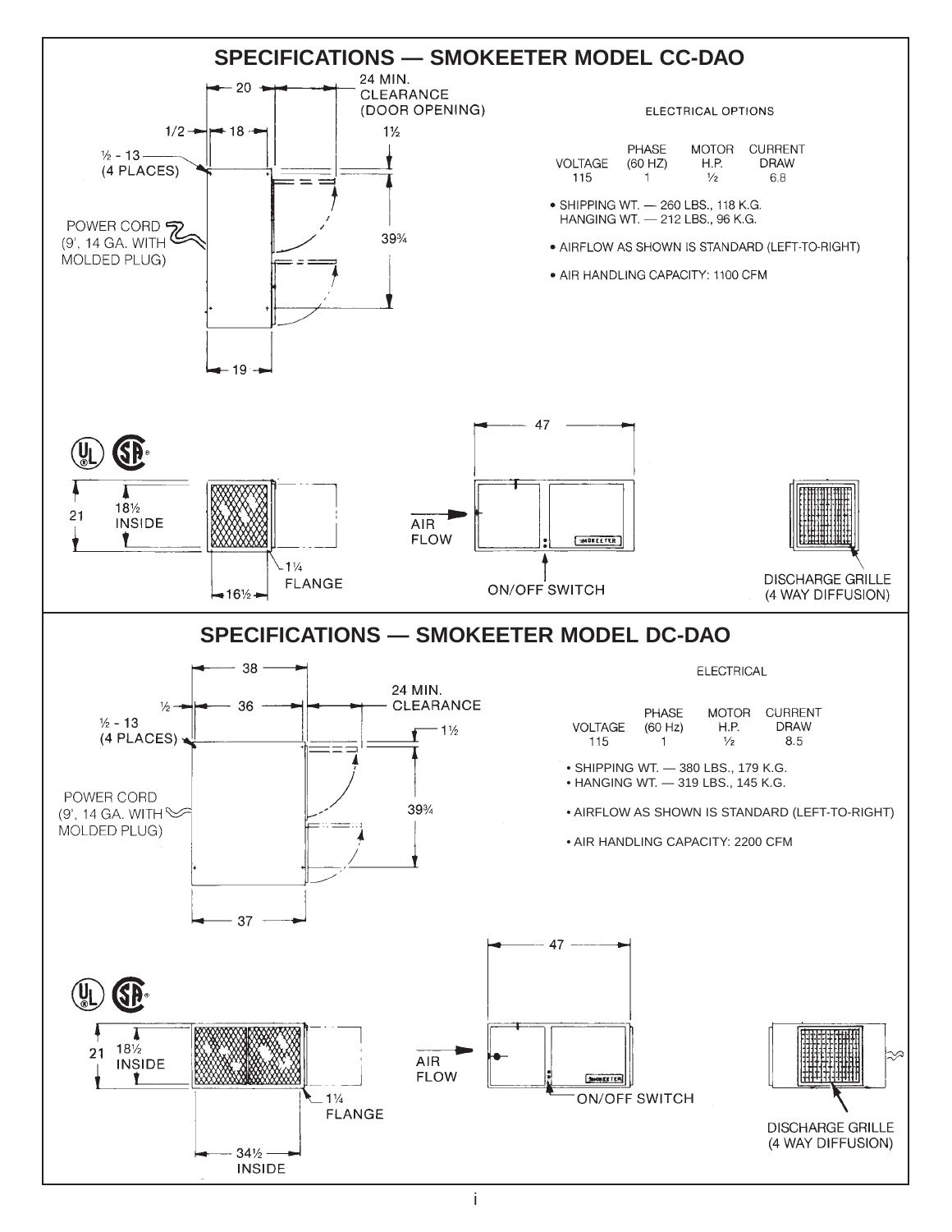# SPECIFICATIONS — SMOKEETER MODEL CC-DAO

24 MIN. CLEARANCE (DOOR OPENING)

20 · 1/2 · 18 · 1½ · 39¾ · 19

½ - 13 (4 PLACES)

POWER CORD (9', 14 GA. WITH MOLDED PLUG)

ELECTRICAL OPTIONS

| VOLTAGE | PHASE (60 HZ) | MOTOR H.P. | CURRENT DRAW |
|---|---|---|---|
| 115 | 1 | ½ | 6.8 |

- SHIPPING WT. — 260 LBS., 118 K.G.
  HANGING WT. — 212 LBS., 96 K.G.
- AIRFLOW AS SHOWN IS STANDARD (LEFT-TO-RIGHT)
- AIR HANDLING CAPACITY: 1100 CFM

21 · 18½ INSIDE · 1¼ FLANGE · 16½ · 47

AIR FLOW

ON/OFF SWITCH

DISCHARGE GRILLE (4 WAY DIFFUSION)

# SPECIFICATIONS — SMOKEETER MODEL DC-DAO

38 · ½ · 36 · 24 MIN. CLEARANCE · 1½ · 39¾ · 37

½ - 13 (4 PLACES)

POWER CORD (9', 14 GA. WITH MOLDED PLUG)

ELECTRICAL

| VOLTAGE | PHASE (60 Hz) | MOTOR H.P. | CURRENT DRAW |
|---|---|---|---|
| 115 | 1 | ½ | 8.5 |

- SHIPPING WT. — 380 LBS., 179 K.G.
- HANGING WT. — 319 LBS., 145 K.G.
- AIRFLOW AS SHOWN IS STANDARD (LEFT-TO-RIGHT)
- AIR HANDLING CAPACITY: 2200 CFM

21 · 18½ INSIDE · 1¼ FLANGE · 34½ INSIDE · 47

AIR FLOW

ON/OFF SWITCH

DISCHARGE GRILLE (4 WAY DIFFUSION)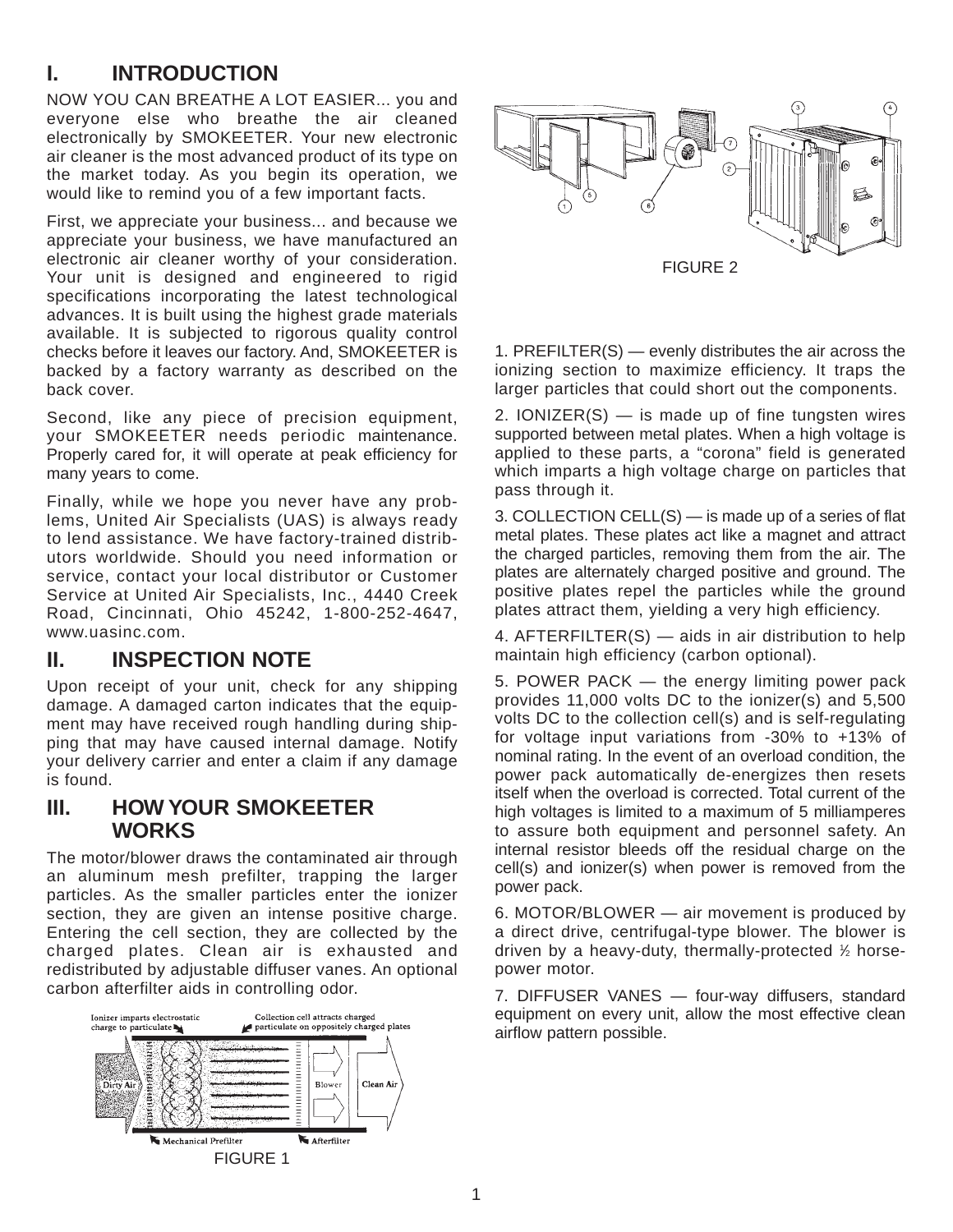## I. INTRODUCTION

NOW YOU CAN BREATHE A LOT EASIER... you and everyone else who breathe the air cleaned electronically by SMOKEETER. Your new electronic air cleaner is the most advanced product of its type on the market today. As you begin its operation, we would like to remind you of a few important facts.

First, we appreciate your business... and because we appreciate your business, we have manufactured an electronic air cleaner worthy of your consideration. Your unit is designed and engineered to rigid specifications incorporating the latest technological advances. It is built using the highest grade materials available. It is subjected to rigorous quality control checks before it leaves our factory. And, SMOKEETER is backed by a factory warranty as described on the back cover.

Second, like any piece of precision equipment, your SMOKEETER needs periodic maintenance. Properly cared for, it will operate at peak efficiency for many years to come.

Finally, while we hope you never have any problems, United Air Specialists (UAS) is always ready to lend assistance. We have factory-trained distributors worldwide. Should you need information or service, contact your local distributor or Customer Service at United Air Specialists, Inc., 4440 Creek Road, Cincinnati, Ohio 45242, 1-800-252-4647, www.uasinc.com.

## II. INSPECTION NOTE

Upon receipt of your unit, check for any shipping damage. A damaged carton indicates that the equipment may have received rough handling during shipping that may have caused internal damage. Notify your delivery carrier and enter a claim if any damage is found.

## III. HOW YOUR SMOKEETER WORKS

The motor/blower draws the contaminated air through an aluminum mesh prefilter, trapping the larger particles. As the smaller particles enter the ionizer section, they are given an intense positive charge. Entering the cell section, they are collected by the charged plates. Clean air is exhausted and redistributed by adjustable diffuser vanes. An optional carbon afterfilter aids in controlling odor.

Ionizer imparts electrostatic charge to particulate — Collection cell attracts charged particulate on oppositely charged plates — Dirty Air — Blower — Clean Air — Mechanical Prefilter — Afterfilter

FIGURE 1

FIGURE 2

1. PREFILTER(S) — evenly distributes the air across the ionizing section to maximize efficiency. It traps the larger particles that could short out the components.

2. IONIZER(S) — is made up of fine tungsten wires supported between metal plates. When a high voltage is applied to these parts, a “corona” field is generated which imparts a high voltage charge on particles that pass through it.

3. COLLECTION CELL(S) — is made up of a series of flat metal plates. These plates act like a magnet and attract the charged particles, removing them from the air. The plates are alternately charged positive and ground. The positive plates repel the particles while the ground plates attract them, yielding a very high efficiency.

4. AFTERFILTER(S) — aids in air distribution to help maintain high efficiency (carbon optional).

5. POWER PACK — the energy limiting power pack provides 11,000 volts DC to the ionizer(s) and 5,500 volts DC to the collection cell(s) and is self-regulating for voltage input variations from -30% to +13% of nominal rating. In the event of an overload condition, the power pack automatically de-energizes then resets itself when the overload is corrected. Total current of the high voltages is limited to a maximum of 5 milliamperes to assure both equipment and personnel safety. An internal resistor bleeds off the residual charge on the cell(s) and ionizer(s) when power is removed from the power pack.

6. MOTOR/BLOWER — air movement is produced by a direct drive, centrifugal-type blower. The blower is driven by a heavy-duty, thermally-protected ½ horsepower motor.

7. DIFFUSER VANES — four-way diffusers, standard equipment on every unit, allow the most effective clean airflow pattern possible.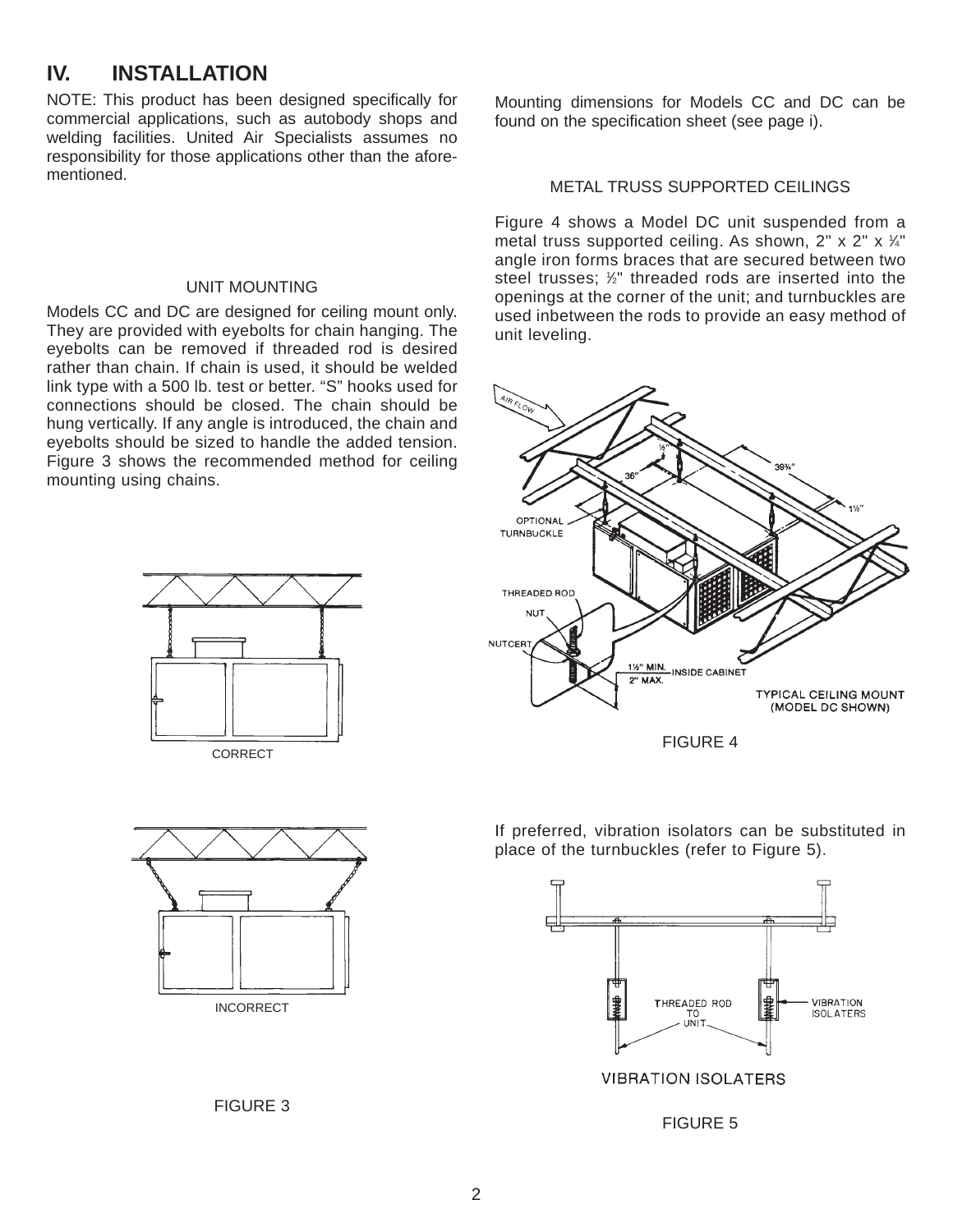# IV. INSTALLATION

NOTE: This product has been designed specifically for commercial applications, such as autobody shops and welding facilities. United Air Specialists assumes no responsibility for those applications other than the afore-mentioned.

### UNIT MOUNTING

Models CC and DC are designed for ceiling mount only. They are provided with eyebolts for chain hanging. The eyebolts can be removed if threaded rod is desired rather than chain. If chain is used, it should be welded link type with a 500 lb. test or better. "S" hooks used for connections should be closed. The chain should be hung vertically. If any angle is introduced, the chain and eyebolts should be sized to handle the added tension. Figure 3 shows the recommended method for ceiling mounting using chains.

CORRECT

INCORRECT

FIGURE 3

Mounting dimensions for Models CC and DC can be found on the specification sheet (see page i).

### METAL TRUSS SUPPORTED CEILINGS

Figure 4 shows a Model DC unit suspended from a metal truss supported ceiling. As shown, 2" x 2" x ¼" angle iron forms braces that are secured between two steel trusses; ½" threaded rods are inserted into the openings at the corner of the unit; and turnbuckles are used inbetween the rods to provide an easy method of unit leveling.

FIGURE 4

If preferred, vibration isolators can be substituted in place of the turnbuckles (refer to Figure 5).

FIGURE 5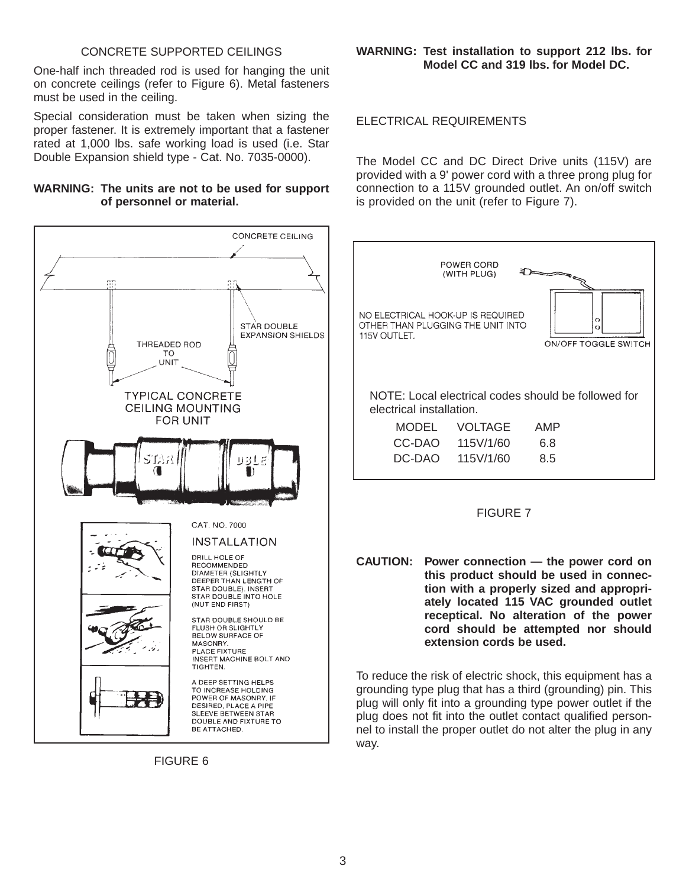## CONCRETE SUPPORTED CEILINGS

One-half inch threaded rod is used for hanging the unit on concrete ceilings (refer to Figure 6). Metal fasteners must be used in the ceiling.

Special consideration must be taken when sizing the proper fastener. It is extremely important that a fastener rated at 1,000 lbs. safe working load is used (i.e. Star Double Expansion shield type - Cat. No. 7035-0000).

**WARNING: The units are not to be used for support of personnel or material.**

CONCRETE CEILING

STAR DOUBLE EXPANSION SHIELDS

THREADED ROD TO UNIT

TYPICAL CONCRETE CEILING MOUNTING FOR UNIT

CAT. NO. 7000

INSTALLATION

DRILL HOLE OF RECOMMENDED DIAMETER (SLIGHTLY DEEPER THAN LENGTH OF STAR DOUBLE). INSERT STAR DOUBLE INTO HOLE (NUT END FIRST)

STAR DOUBLE SHOULD BE FLUSH OR SLIGHTLY BELOW SURFACE OF MASONRY. PLACE FIXTURE INSERT MACHINE BOLT AND TIGHTEN.

A DEEP SETTING HELPS TO INCREASE HOLDING POWER OF MASONRY. IF DESIRED, PLACE A PIPE SLEEVE BETWEEN STAR DOUBLE AND FIXTURE TO BE ATTACHED.

FIGURE 6

**WARNING: Test installation to support 212 lbs. for Model CC and 319 lbs. for Model DC.**

## ELECTRICAL REQUIREMENTS

The Model CC and DC Direct Drive units (115V) are provided with a 9' power cord with a three prong plug for connection to a 115V grounded outlet. An on/off switch is provided on the unit (refer to Figure 7).

POWER CORD (WITH PLUG)

NO ELECTRICAL HOOK-UP IS REQUIRED OTHER THAN PLUGGING THE UNIT INTO 115V OUTLET.

ON/OFF TOGGLE SWITCH

NOTE: Local electrical codes should be followed for electrical installation.

| MODEL | VOLTAGE | AMP |
| --- | --- | --- |
| CC-DAO | 115V/1/60 | 6.8 |
| DC-DAO | 115V/1/60 | 8.5 |

FIGURE 7

**CAUTION: Power connection — the power cord on this product should be used in connection with a properly sized and appropriately located 115 VAC grounded outlet receptical. No alteration of the power cord should be attempted nor should extension cords be used.**

To reduce the risk of electric shock, this equipment has a grounding type plug that has a third (grounding) pin. This plug will only fit into a grounding type power outlet if the plug does not fit into the outlet contact qualified personnel to install the proper outlet do not alter the plug in any way.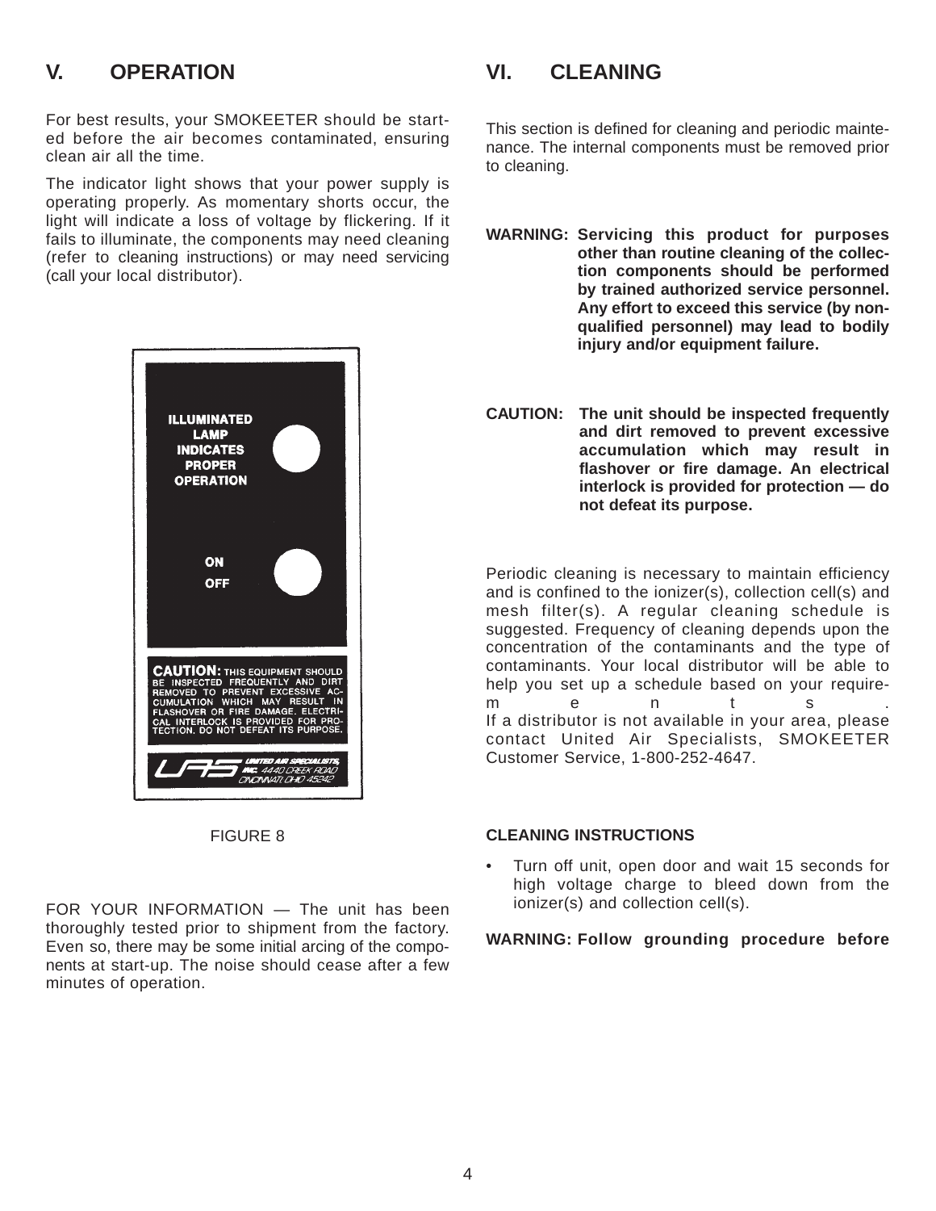## V. OPERATION

For best results, your SMOKEETER should be started before the air becomes contaminated, ensuring clean air all the time.

The indicator light shows that your power supply is operating properly. As momentary shorts occur, the light will indicate a loss of voltage by flickering. If it fails to illuminate, the components may need cleaning (refer to cleaning instructions) or may need servicing (call your local distributor).

ILLUMINATED LAMP INDICATES PROPER OPERATION

ON

OFF

**CAUTION:** THIS EQUIPMENT SHOULD BE INSPECTED FREQUENTLY AND DIRT REMOVED TO PREVENT EXCESSIVE ACCUMULATION WHICH MAY RESULT IN FLASHOVER OR FIRE DAMAGE. ELECTRICAL INTERLOCK IS PROVIDED FOR PROTECTION. DO NOT DEFEAT ITS PURPOSE.

UAS UNITED AIR SPECIALISTS, INC. 4440 CREEK ROAD CINCINNATI, OHIO 45242

FIGURE 8

FOR YOUR INFORMATION — The unit has been thoroughly tested prior to shipment from the factory. Even so, there may be some initial arcing of the components at start-up. The noise should cease after a few minutes of operation.

## VI. CLEANING

This section is defined for cleaning and periodic maintenance. The internal components must be removed prior to cleaning.

**WARNING: Servicing this product for purposes other than routine cleaning of the collection components should be performed by trained authorized service personnel. Any effort to exceed this service (by non-qualified personnel) may lead to bodily injury and/or equipment failure.**

**CAUTION: The unit should be inspected frequently and dirt removed to prevent excessive accumulation which may result in flashover or fire damage. An electrical interlock is provided for protection — do not defeat its purpose.**

Periodic cleaning is necessary to maintain efficiency and is confined to the ionizer(s), collection cell(s) and mesh filter(s). A regular cleaning schedule is suggested. Frequency of cleaning depends upon the concentration of the contaminants and the type of contaminants. Your local distributor will be able to help you set up a schedule based on your requirements.
If a distributor is not available in your area, please contact United Air Specialists, SMOKEETER Customer Service, 1-800-252-4647.

**CLEANING INSTRUCTIONS**

- Turn off unit, open door and wait 15 seconds for high voltage charge to bleed down from the ionizer(s) and collection cell(s).

**WARNING: Follow grounding procedure before**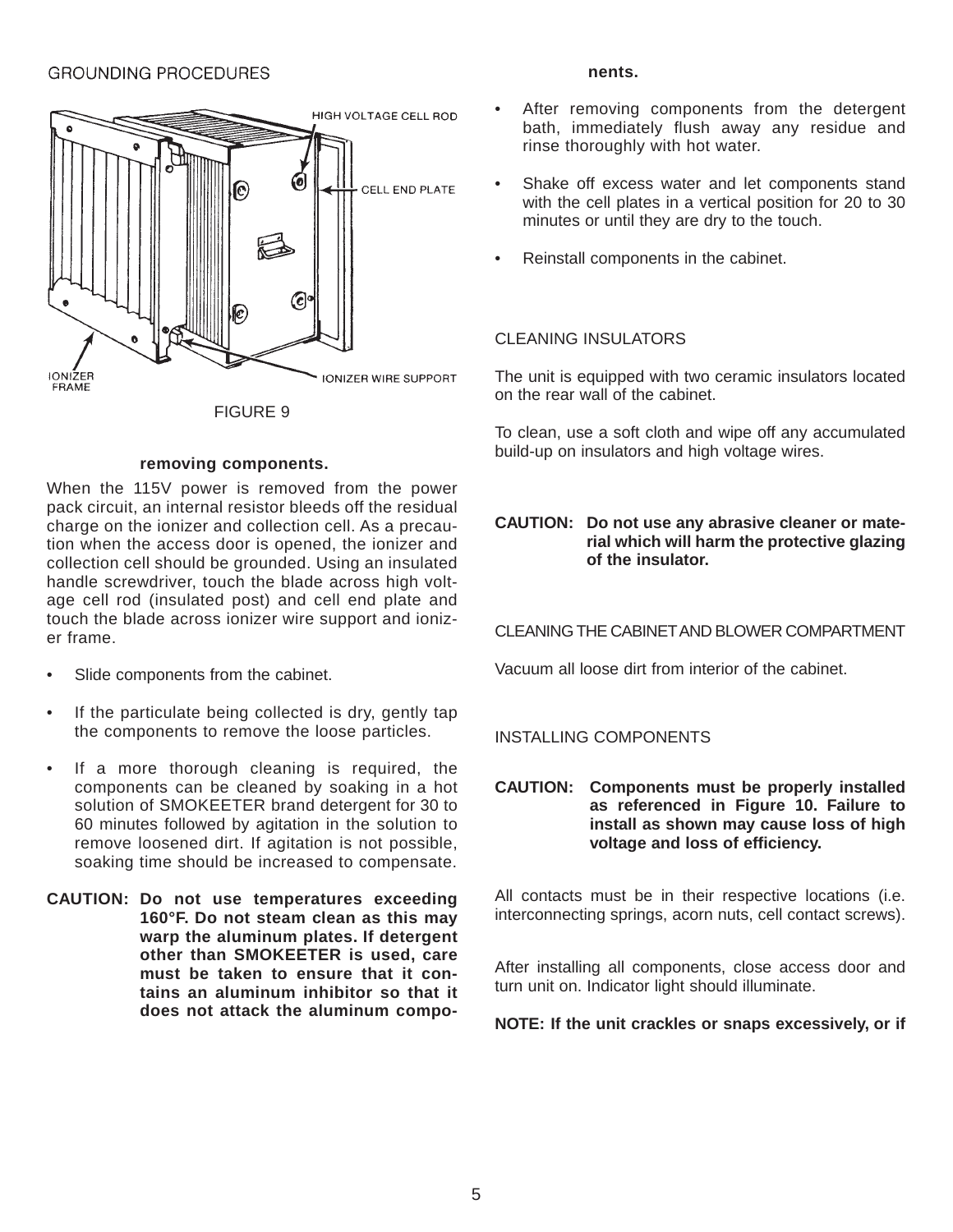## GROUNDING PROCEDURES

HIGH VOLTAGE CELL ROD

CELL END PLATE

IONIZER FRAME

IONIZER WIRE SUPPORT

FIGURE 9

**removing components.**

When the 115V power is removed from the power pack circuit, an internal resistor bleeds off the residual charge on the ionizer and collection cell. As a precaution when the access door is opened, the ionizer and collection cell should be grounded. Using an insulated handle screwdriver, touch the blade across high voltage cell rod (insulated post) and cell end plate and touch the blade across ionizer wire support and ionizer frame.

- Slide components from the cabinet.
- If the particulate being collected is dry, gently tap the components to remove the loose particles.
- If a more thorough cleaning is required, the components can be cleaned by soaking in a hot solution of SMOKEETER brand detergent for 30 to 60 minutes followed by agitation in the solution to remove loosened dirt. If agitation is not possible, soaking time should be increased to compensate.

**CAUTION: Do not use temperatures exceeding 160°F. Do not steam clean as this may warp the aluminum plates. If detergent other than SMOKEETER is used, care must be taken to ensure that it contains an aluminum inhibitor so that it does not attack the aluminum components.**

- After removing components from the detergent bath, immediately flush away any residue and rinse thoroughly with hot water.
- Shake off excess water and let components stand with the cell plates in a vertical position for 20 to 30 minutes or until they are dry to the touch.
- Reinstall components in the cabinet.

## CLEANING INSULATORS

The unit is equipped with two ceramic insulators located on the rear wall of the cabinet.

To clean, use a soft cloth and wipe off any accumulated build-up on insulators and high voltage wires.

**CAUTION: Do not use any abrasive cleaner or material which will harm the protective glazing of the insulator.**

## CLEANING THE CABINET AND BLOWER COMPARTMENT

Vacuum all loose dirt from interior of the cabinet.

## INSTALLING COMPONENTS

**CAUTION: Components must be properly installed as referenced in Figure 10. Failure to install as shown may cause loss of high voltage and loss of efficiency.**

All contacts must be in their respective locations (i.e. interconnecting springs, acorn nuts, cell contact screws).

After installing all components, close access door and turn unit on. Indicator light should illuminate.

**NOTE: If the unit crackles or snaps excessively, or if**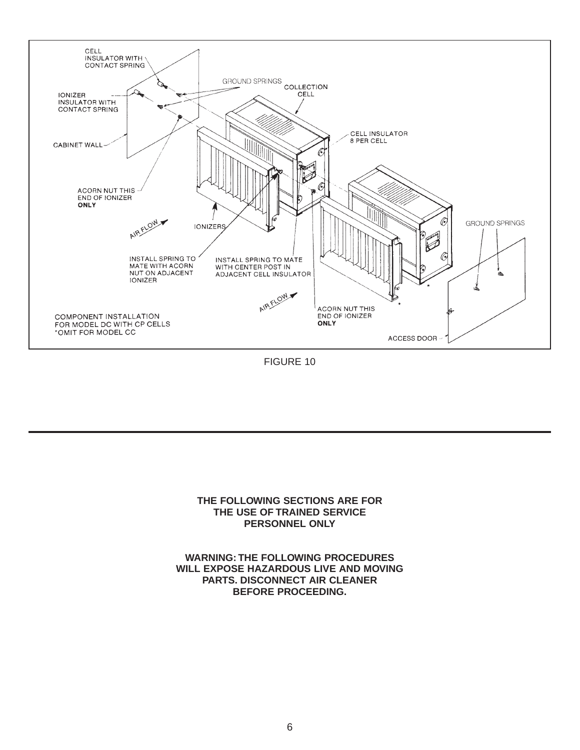CELL INSULATOR WITH CONTACT SPRING

IONIZER INSULATOR WITH CONTACT SPRING

GROUND SPRINGS

COLLECTION CELL

CABINET WALL

CELL INSULATOR 8 PER CELL

ACORN NUT THIS END OF IONIZER **ONLY**

AIR FLOW

IONIZERS

GROUND SPRINGS

INSTALL SPRING TO MATE WITH ACORN NUT ON ADJACENT IONIZER

INSTALL SPRING TO MATE WITH CENTER POST IN ADJACENT CELL INSULATOR

AIR FLOW

ACORN NUT THIS END OF IONIZER **ONLY**

COMPONENT INSTALLATION FOR MODEL DC WITH CP CELLS
*OMIT FOR MODEL CC

ACCESS DOOR

FIGURE 10

---

**THE FOLLOWING SECTIONS ARE FOR THE USE OF TRAINED SERVICE PERSONNEL ONLY**

**WARNING: THE FOLLOWING PROCEDURES WILL EXPOSE HAZARDOUS LIVE AND MOVING PARTS. DISCONNECT AIR CLEANER BEFORE PROCEEDING.**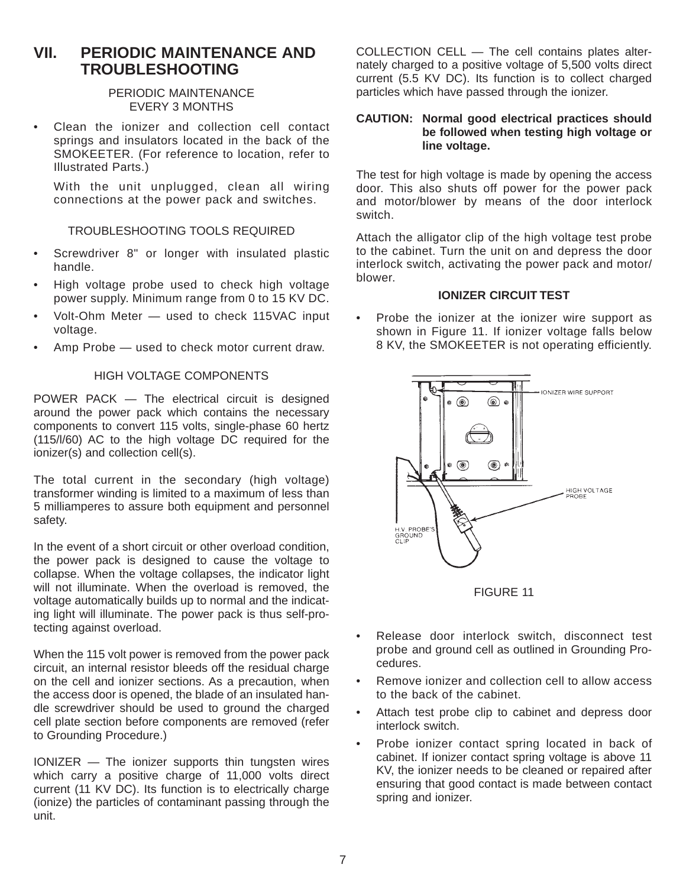# VII. PERIODIC MAINTENANCE AND TROUBLESHOOTING

PERIODIC MAINTENANCE
EVERY 3 MONTHS

- Clean the ionizer and collection cell contact springs and insulators located in the back of the SMOKEETER. (For reference to location, refer to Illustrated Parts.)

  With the unit unplugged, clean all wiring connections at the power pack and switches.

TROUBLESHOOTING TOOLS REQUIRED

- Screwdriver 8" or longer with insulated plastic handle.
- High voltage probe used to check high voltage power supply. Minimum range from 0 to 15 KV DC.
- Volt-Ohm Meter — used to check 115VAC input voltage.
- Amp Probe — used to check motor current draw.

HIGH VOLTAGE COMPONENTS

POWER PACK — The electrical circuit is designed around the power pack which contains the necessary components to convert 115 volts, single-phase 60 hertz (115/l/60) AC to the high voltage DC required for the ionizer(s) and collection cell(s).

The total current in the secondary (high voltage) transformer winding is limited to a maximum of less than 5 milliamperes to assure both equipment and personnel safety.

In the event of a short circuit or other overload condition, the power pack is designed to cause the voltage to collapse. When the voltage collapses, the indicator light will not illuminate. When the overload is removed, the voltage automatically builds up to normal and the indicating light will illuminate. The power pack is thus self-protecting against overload.

When the 115 volt power is removed from the power pack circuit, an internal resistor bleeds off the residual charge on the cell and ionizer sections. As a precaution, when the access door is opened, the blade of an insulated handle screwdriver should be used to ground the charged cell plate section before components are removed (refer to Grounding Procedure.)

IONIZER — The ionizer supports thin tungsten wires which carry a positive charge of 11,000 volts direct current (11 KV DC). Its function is to electrically charge (ionize) the particles of contaminant passing through the unit.

COLLECTION CELL — The cell contains plates alternately charged to a positive voltage of 5,500 volts direct current (5.5 KV DC). Its function is to collect charged particles which have passed through the ionizer.

**CAUTION: Normal good electrical practices should be followed when testing high voltage or line voltage.**

The test for high voltage is made by opening the access door. This also shuts off power for the power pack and motor/blower by means of the door interlock switch.

Attach the alligator clip of the high voltage test probe to the cabinet. Turn the unit on and depress the door interlock switch, activating the power pack and motor/blower.

**IONIZER CIRCUIT TEST**

- Probe the ionizer at the ionizer wire support as shown in Figure 11. If ionizer voltage falls below 8 KV, the SMOKEETER is not operating efficiently.

IONIZER WIRE SUPPORT
HIGH VOLTAGE PROBE
H.V. PROBE'S GROUND CLIP

FIGURE 11

- Release door interlock switch, disconnect test probe and ground cell as outlined in Grounding Procedures.
- Remove ionizer and collection cell to allow access to the back of the cabinet.
- Attach test probe clip to cabinet and depress door interlock switch.
- Probe ionizer contact spring located in back of cabinet. If ionizer contact spring voltage is above 11 KV, the ionizer needs to be cleaned or repaired after ensuring that good contact is made between contact spring and ionizer.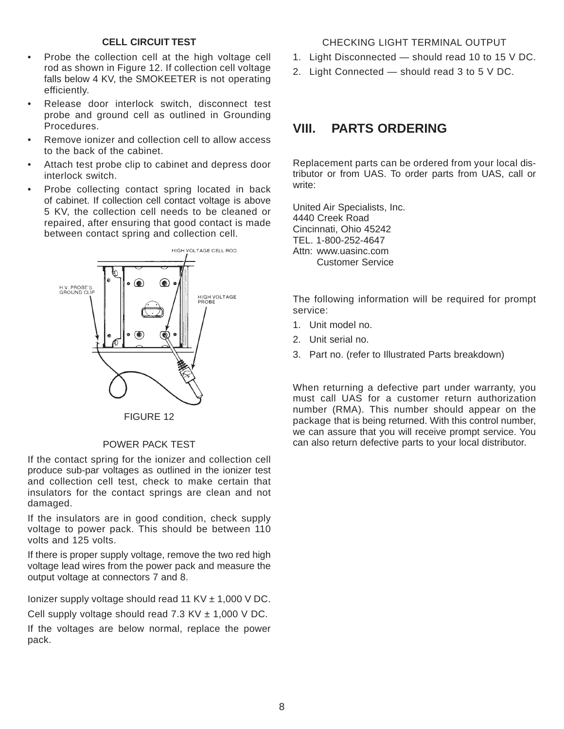### CELL CIRCUIT TEST

- Probe the collection cell at the high voltage cell rod as shown in Figure 12. If collection cell voltage falls below 4 KV, the SMOKEETER is not operating efficiently.
- Release door interlock switch, disconnect test probe and ground cell as outlined in Grounding Procedures.
- Remove ionizer and collection cell to allow access to the back of the cabinet.
- Attach test probe clip to cabinet and depress door interlock switch.
- Probe collecting contact spring located in back of cabinet. If collection cell contact voltage is above 5 KV, the collection cell needs to be cleaned or repaired, after ensuring that good contact is made between contact spring and collection cell.

FIGURE 12

### POWER PACK TEST

If the contact spring for the ionizer and collection cell produce sub-par voltages as outlined in the ionizer test and collection cell test, check to make certain that insulators for the contact springs are clean and not damaged.

If the insulators are in good condition, check supply voltage to power pack. This should be between 110 volts and 125 volts.

If there is proper supply voltage, remove the two red high voltage lead wires from the power pack and measure the output voltage at connectors 7 and 8.

Ionizer supply voltage should read 11 KV ± 1,000 V DC.

Cell supply voltage should read 7.3 KV ± 1,000 V DC.

If the voltages are below normal, replace the power pack.

### CHECKING LIGHT TERMINAL OUTPUT

1. Light Disconnected — should read 10 to 15 V DC.
2. Light Connected — should read 3 to 5 V DC.

## VIII. PARTS ORDERING

Replacement parts can be ordered from your local distributor or from UAS. To order parts from UAS, call or write:

United Air Specialists, Inc.
4440 Creek Road
Cincinnati, Ohio 45242
TEL. 1-800-252-4647
Attn: www.uasinc.com
Customer Service

The following information will be required for prompt service:

1. Unit model no.
2. Unit serial no.
3. Part no. (refer to Illustrated Parts breakdown)

When returning a defective part under warranty, you must call UAS for a customer return authorization number (RMA). This number should appear on the package that is being returned. With this control number, we can assure that you will receive prompt service. You can also return defective parts to your local distributor.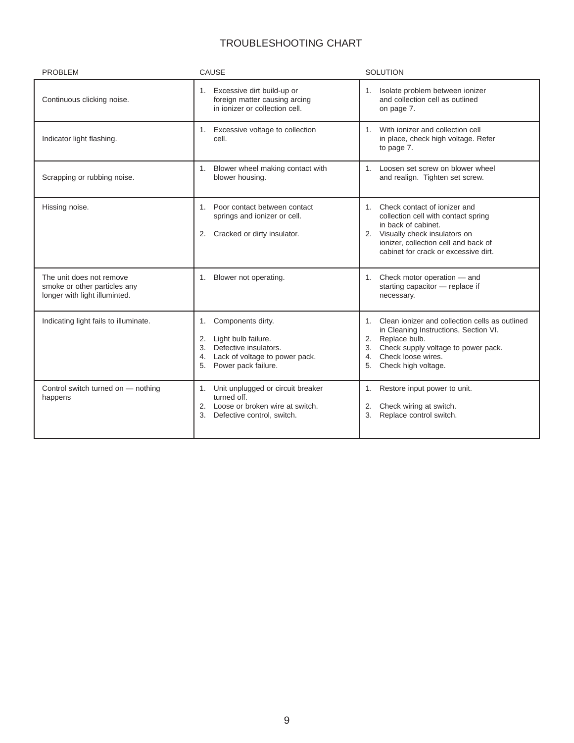# TROUBLESHOOTING CHART

| PROBLEM | CAUSE | SOLUTION |
|---|---|---|
| Continuous clicking noise. | 1. Excessive dirt build-up or foreign matter causing arcing in ionizer or collection cell. | 1. Isolate problem between ionizer and collection cell as outlined on page 7. |
| Indicator light flashing. | 1. Excessive voltage to collection cell. | 1. With ionizer and collection cell in place, check high voltage. Refer to page 7. |
| Scrapping or rubbing noise. | 1. Blower wheel making contact with blower housing. | 1. Loosen set screw on blower wheel and realign. Tighten set screw. |
| Hissing noise. | 1. Poor contact between contact springs and ionizer or cell.<br>2. Cracked or dirty insulator. | 1. Check contact of ionizer and collection cell with contact spring in back of cabinet.<br>2. Visually check insulators on ionizer, collection cell and back of cabinet for crack or excessive dirt. |
| The unit does not remove smoke or other particles any longer with light illuminted. | 1. Blower not operating. | 1. Check motor operation — and starting capacitor — replace if necessary. |
| Indicating light fails to illuminate. | 1. Components dirty.<br>2. Light bulb failure.<br>3. Defective insulators.<br>4. Lack of voltage to power pack.<br>5. Power pack failure. | 1. Clean ionizer and collection cells as outlined in Cleaning Instructions, Section VI.<br>2. Replace bulb.<br>3. Check supply voltage to power pack.<br>4. Check loose wires.<br>5. Check high voltage. |
| Control switch turned on — nothing happens | 1. Unit unplugged or circuit breaker turned off.<br>2. Loose or broken wire at switch.<br>3. Defective control, switch. | 1. Restore input power to unit.<br>2. Check wiring at switch.<br>3. Replace control switch. |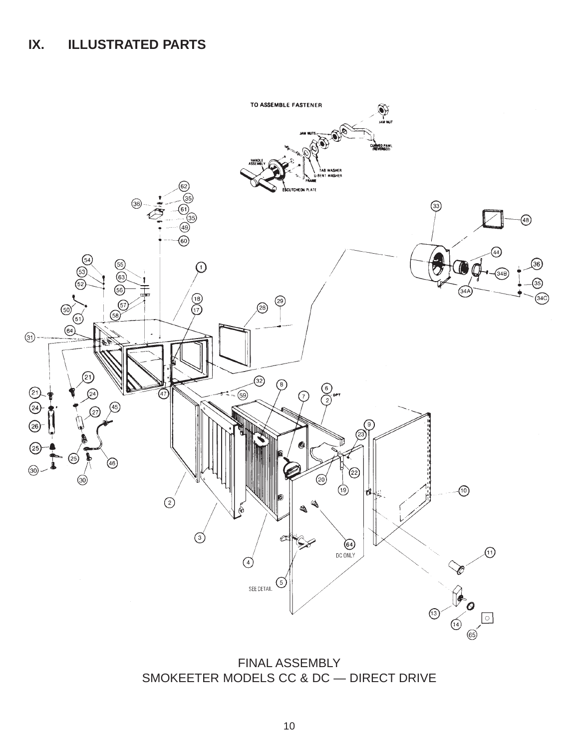# IX. ILLUSTRATED PARTS

FINAL ASSEMBLY
SMOKEETER MODELS CC & DC — DIRECT DRIVE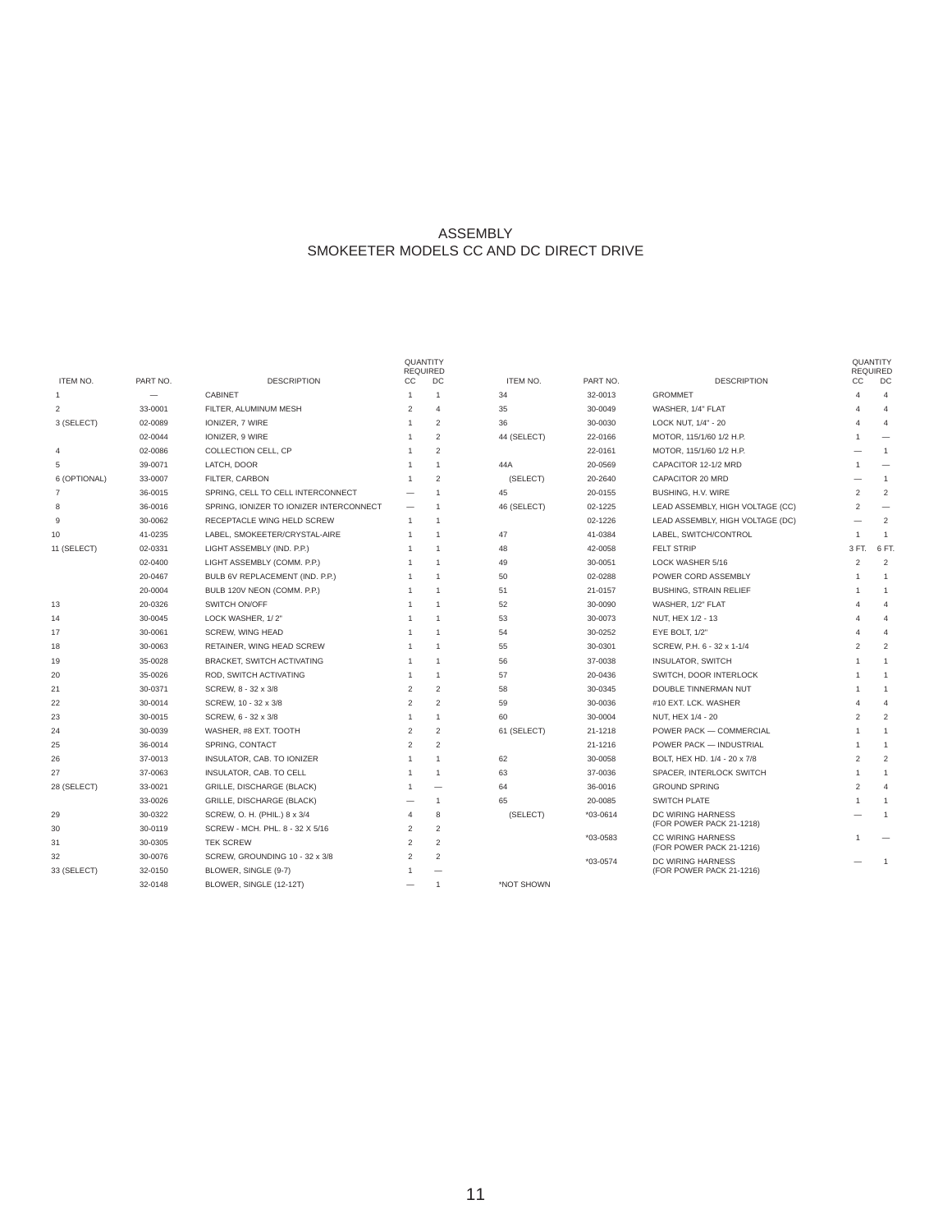# ASSEMBLY
## SMOKEETER MODELS CC AND DC DIRECT DRIVE

| ITEM NO. | PART NO. | DESCRIPTION | QUANTITY REQUIRED CC | DC |
|---|---|---|---|---|
| 1 | — | CABINET | 1 | 1 |
| 2 | 33-0001 | FILTER, ALUMINUM MESH | 2 | 4 |
| 3 (SELECT) | 02-0089 | IONIZER, 7 WIRE | 1 | 2 |
| | 02-0044 | IONIZER, 9 WIRE | 1 | 2 |
| 4 | 02-0086 | COLLECTION CELL, CP | 1 | 2 |
| 5 | 39-0071 | LATCH, DOOR | 1 | 1 |
| 6 (OPTIONAL) | 33-0007 | FILTER, CARBON | 1 | 2 |
| 7 | 36-0015 | SPRING, CELL TO CELL INTERCONNECT | — | 1 |
| 8 | 36-0016 | SPRING, IONIZER TO IONIZER INTERCONNECT | — | 1 |
| 9 | 30-0062 | RECEPTACLE WING HELD SCREW | 1 | 1 |
| 10 | 41-0235 | LABEL, SMOKEETER/CRYSTAL-AIRE | 1 | 1 |
| 11 (SELECT) | 02-0331 | LIGHT ASSEMBLY (IND. P.P.) | 1 | 1 |
| | 02-0400 | LIGHT ASSEMBLY (COMM. P.P.) | 1 | 1 |
| | 20-0467 | BULB 6V REPLACEMENT (IND. P.P.) | 1 | 1 |
| | 20-0004 | BULB 120V NEON (COMM. P.P.) | 1 | 1 |
| 13 | 20-0326 | SWITCH ON/OFF | 1 | 1 |
| 14 | 30-0045 | LOCK WASHER, 1/ 2" | 1 | 1 |
| 17 | 30-0061 | SCREW, WING HEAD | 1 | 1 |
| 18 | 30-0063 | RETAINER, WING HEAD SCREW | 1 | 1 |
| 19 | 35-0028 | BRACKET, SWITCH ACTIVATING | 1 | 1 |
| 20 | 35-0026 | ROD, SWITCH ACTIVATING | 1 | 1 |
| 21 | 30-0371 | SCREW, 8 - 32 x 3/8 | 2 | 2 |
| 22 | 30-0014 | SCREW, 10 - 32 x 3/8 | 2 | 2 |
| 23 | 30-0015 | SCREW, 6 - 32 x 3/8 | 1 | 1 |
| 24 | 30-0039 | WASHER, #8 EXT. TOOTH | 2 | 2 |
| 25 | 36-0014 | SPRING, CONTACT | 2 | 2 |
| 26 | 37-0013 | INSULATOR, CAB. TO IONIZER | 1 | 1 |
| 27 | 37-0063 | INSULATOR, CAB. TO CELL | 1 | 1 |
| 28 (SELECT) | 33-0021 | GRILLE, DISCHARGE (BLACK) | 1 | — |
| | 33-0026 | GRILLE, DISCHARGE (BLACK) | — | 1 |
| 29 | 30-0322 | SCREW, O. H. (PHIL.) 8 x 3/4 | 4 | 8 |
| 30 | 30-0119 | SCREW - MCH. PHL. 8 - 32 X 5/16 | 2 | 2 |
| 31 | 30-0305 | TEK SCREW | 2 | 2 |
| 32 | 30-0076 | SCREW, GROUNDING 10 - 32 x 3/8 | 2 | 2 |
| 33 (SELECT) | 32-0150 | BLOWER, SINGLE (9-7) | 1 | — |
| | 32-0148 | BLOWER, SINGLE (12-12T) | — | 1 |
| 34 | 32-0013 | GROMMET | 4 | 4 |
| 35 | 30-0049 | WASHER, 1/4" FLAT | 4 | 4 |
| 36 | 30-0030 | LOCK NUT, 1/4" - 20 | 4 | 4 |
| 44 (SELECT) | 22-0166 | MOTOR, 115/1/60 1/2 H.P. | 1 | — |
| | 22-0161 | MOTOR, 115/1/60 1/2 H.P. | — | 1 |
| 44A | 20-0569 | CAPACITOR 12-1/2 MRD | 1 | — |
| (SELECT) | 20-2640 | CAPACITOR 20 MRD | — | 1 |
| 45 | 20-0155 | BUSHING, H.V. WIRE | 2 | 2 |
| 46 (SELECT) | 02-1225 | LEAD ASSEMBLY, HIGH VOLTAGE (CC) | 2 | — |
| | 02-1226 | LEAD ASSEMBLY, HIGH VOLTAGE (DC) | — | 2 |
| 47 | 41-0384 | LABEL, SWITCH/CONTROL | 1 | 1 |
| 48 | 42-0058 | FELT STRIP | 3 FT. | 6 FT. |
| 49 | 30-0051 | LOCK WASHER 5/16 | 2 | 2 |
| 50 | 02-0288 | POWER CORD ASSEMBLY | 1 | 1 |
| 51 | 21-0157 | BUSHING, STRAIN RELIEF | 1 | 1 |
| 52 | 30-0090 | WASHER, 1/2" FLAT | 4 | 4 |
| 53 | 30-0073 | NUT, HEX 1/2 - 13 | 4 | 4 |
| 54 | 30-0252 | EYE BOLT, 1/2" | 4 | 4 |
| 55 | 30-0301 | SCREW, P.H. 6 - 32 x 1-1/4 | 2 | 2 |
| 56 | 37-0038 | INSULATOR, SWITCH | 1 | 1 |
| 57 | 20-0436 | SWITCH, DOOR INTERLOCK | 1 | 1 |
| 58 | 30-0345 | DOUBLE TINNERMAN NUT | 1 | 1 |
| 59 | 30-0036 | #10 EXT. LCK. WASHER | 4 | 4 |
| 60 | 30-0004 | NUT, HEX 1/4 - 20 | 2 | 2 |
| 61 (SELECT) | 21-1218 | POWER PACK — COMMERCIAL | 1 | 1 |
| | 21-1216 | POWER PACK — INDUSTRIAL | 1 | 1 |
| 62 | 30-0058 | BOLT, HEX HD. 1/4 - 20 x 7/8 | 2 | 2 |
| 63 | 37-0036 | SPACER, INTERLOCK SWITCH | 1 | 1 |
| 64 | 36-0016 | GROUND SPRING | 2 | 4 |
| 65 | 20-0085 | SWITCH PLATE | 1 | 1 |
| (SELECT) | *03-0614 | DC WIRING HARNESS (FOR POWER PACK 21-1218) | — | 1 |
| | *03-0583 | CC WIRING HARNESS (FOR POWER PACK 21-1216) | 1 | — |
| | *03-0574 | DC WIRING HARNESS (FOR POWER PACK 21-1216) | — | 1 |

*NOT SHOWN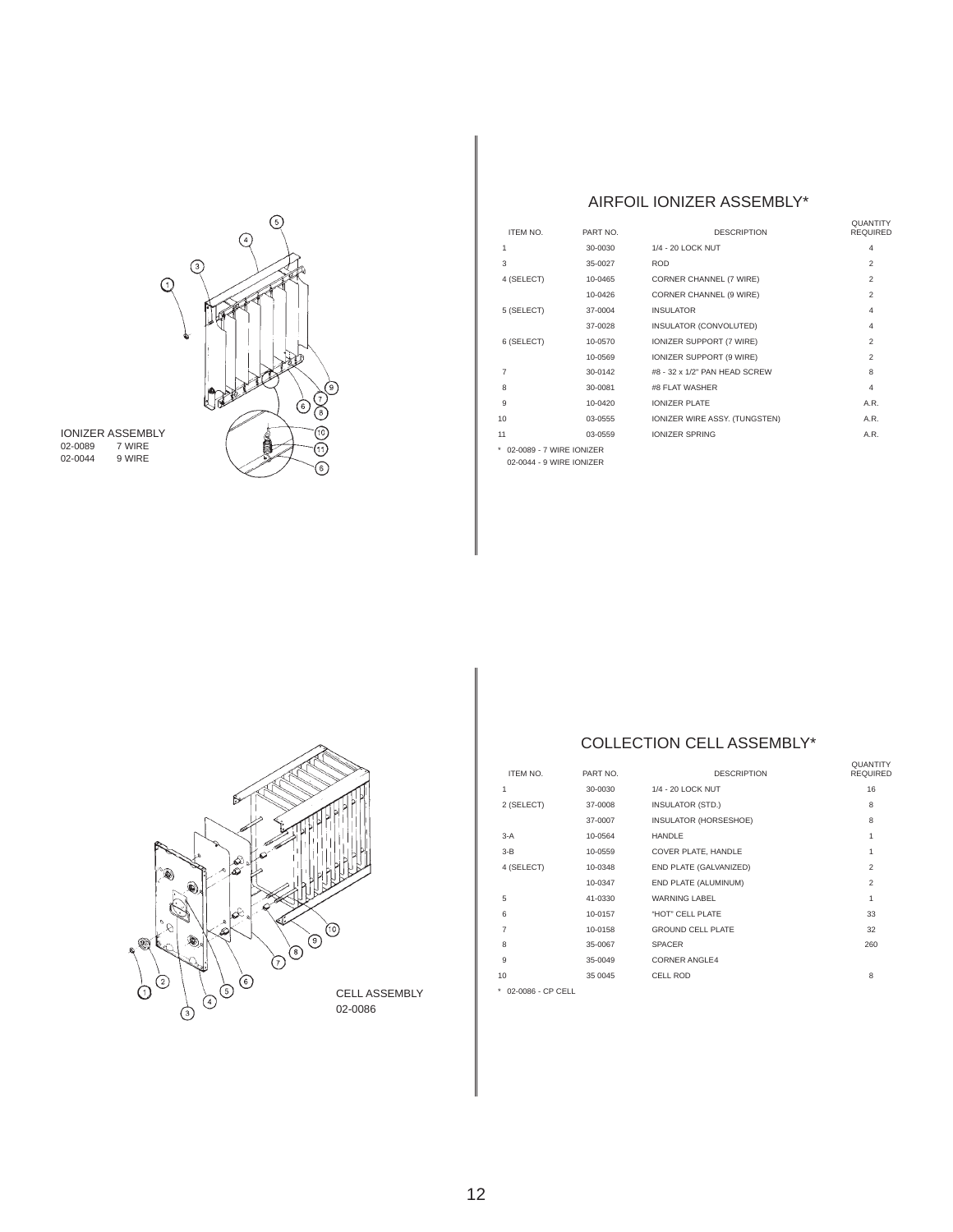IONIZER ASSEMBLY

02-0089 7 WIRE

02-0044 9 WIRE

## AIRFOIL IONIZER ASSEMBLY*

| ITEM NO. | PART NO. | DESCRIPTION | QUANTITY REQUIRED |
|---|---|---|---|
| 1 | 30-0030 | 1/4 - 20 LOCK NUT | 4 |
| 3 | 35-0027 | ROD | 2 |
| 4 (SELECT) | 10-0465 | CORNER CHANNEL (7 WIRE) | 2 |
| | 10-0426 | CORNER CHANNEL (9 WIRE) | 2 |
| 5 (SELECT) | 37-0004 | INSULATOR | 4 |
| | 37-0028 | INSULATOR (CONVOLUTED) | 4 |
| 6 (SELECT) | 10-0570 | IONIZER SUPPORT (7 WIRE) | 2 |
| | 10-0569 | IONIZER SUPPORT (9 WIRE) | 2 |
| 7 | 30-0142 | #8 - 32 x 1/2" PAN HEAD SCREW | 8 |
| 8 | 30-0081 | #8 FLAT WASHER | 4 |
| 9 | 10-0420 | IONIZER PLATE | A.R. |
| 10 | 03-0555 | IONIZER WIRE ASSY. (TUNGSTEN) | A.R. |
| 11 | 03-0559 | IONIZER SPRING | A.R. |

\* 02-0089 - 7 WIRE IONIZER
02-0044 - 9 WIRE IONIZER

CELL ASSEMBLY
02-0086

## COLLECTION CELL ASSEMBLY*

| ITEM NO. | PART NO. | DESCRIPTION | QUANTITY REQUIRED |
|---|---|---|---|
| 1 | 30-0030 | 1/4 - 20 LOCK NUT | 16 |
| 2 (SELECT) | 37-0008 | INSULATOR (STD.) | 8 |
| | 37-0007 | INSULATOR (HORSESHOE) | 8 |
| 3-A | 10-0564 | HANDLE | 1 |
| 3-B | 10-0559 | COVER PLATE, HANDLE | 1 |
| 4 (SELECT) | 10-0348 | END PLATE (GALVANIZED) | 2 |
| | 10-0347 | END PLATE (ALUMINUM) | 2 |
| 5 | 41-0330 | WARNING LABEL | 1 |
| 6 | 10-0157 | "HOT" CELL PLATE | 33 |
| 7 | 10-0158 | GROUND CELL PLATE | 32 |
| 8 | 35-0067 | SPACER | 260 |
| 9 | 35-0049 | CORNER ANGLE4 | |
| 10 | 35 0045 | CELL ROD | 8 |

\* 02-0086 - CP CELL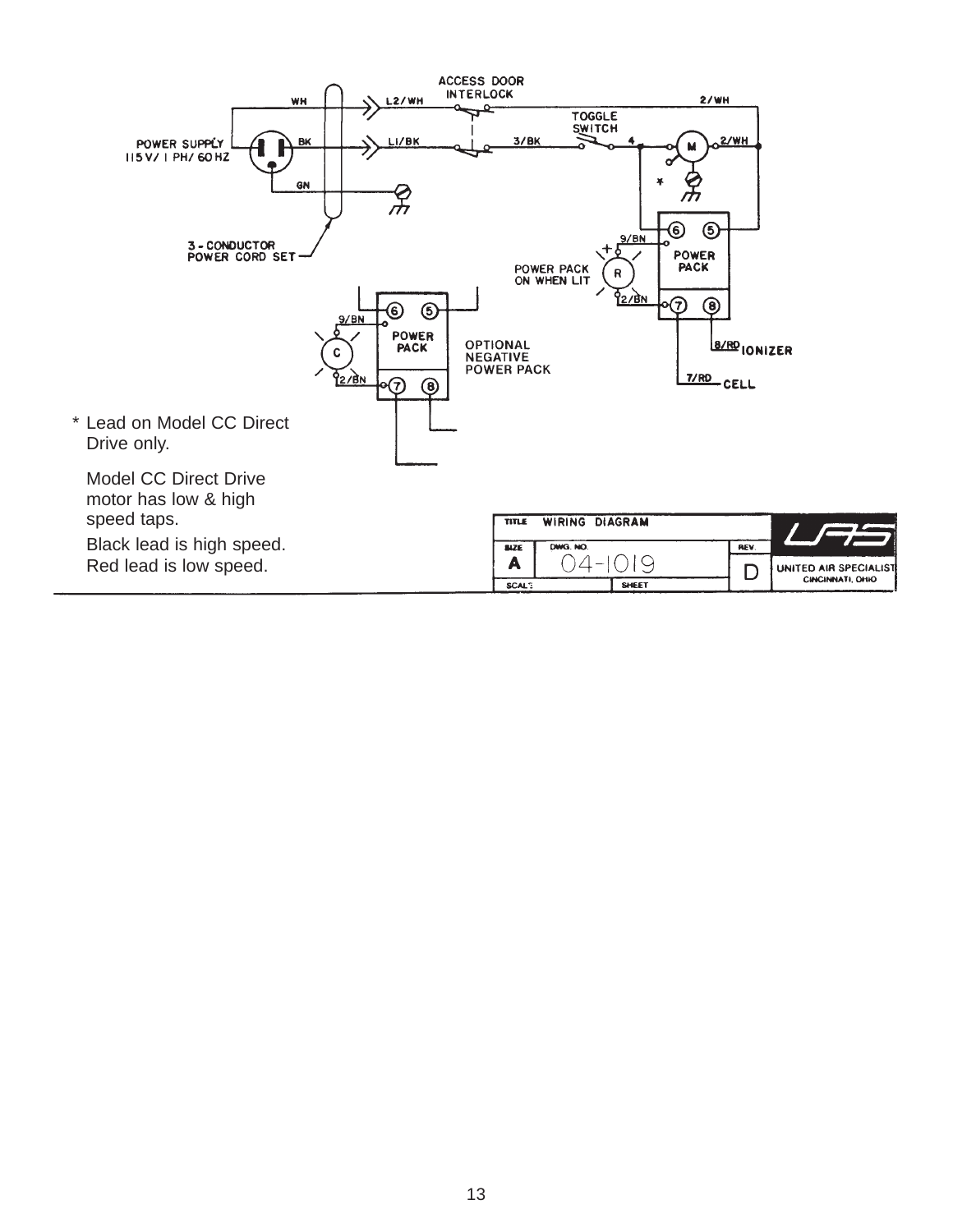ACCESS DOOR INTERLOCK

TOGGLE SWITCH

POWER SUPPLY 115 V / 1 PH / 60 HZ

WH — L2/WH — 2/WH

BK — L1/BK — 3/BK — 4 — M — 2/WH

GN

3 - CONDUCTOR POWER CORD SET

9/BN — 6 — 5 — POWER PACK

POWER PACK ON WHEN LIT — R — 2/BN — 7 — 8

8/RD IONIZER

7/RD CELL

9/BN — 6 — 5 — POWER PACK — C — 2/BN — 7 — 8

OPTIONAL NEGATIVE POWER PACK

* Lead on Model CC Direct Drive only.

Model CC Direct Drive motor has low & high speed taps.

Black lead is high speed.
Red lead is low speed.

| TITLE | WIRING DIAGRAM | | UAS |
|---|---|---|---|
| SIZE | DWG. NO. | REV. | UNITED AIR SPECIALISTS CINCINNATI, OHIO |
| A | 04-1019 | D | |
| SCALE | SHEET | | |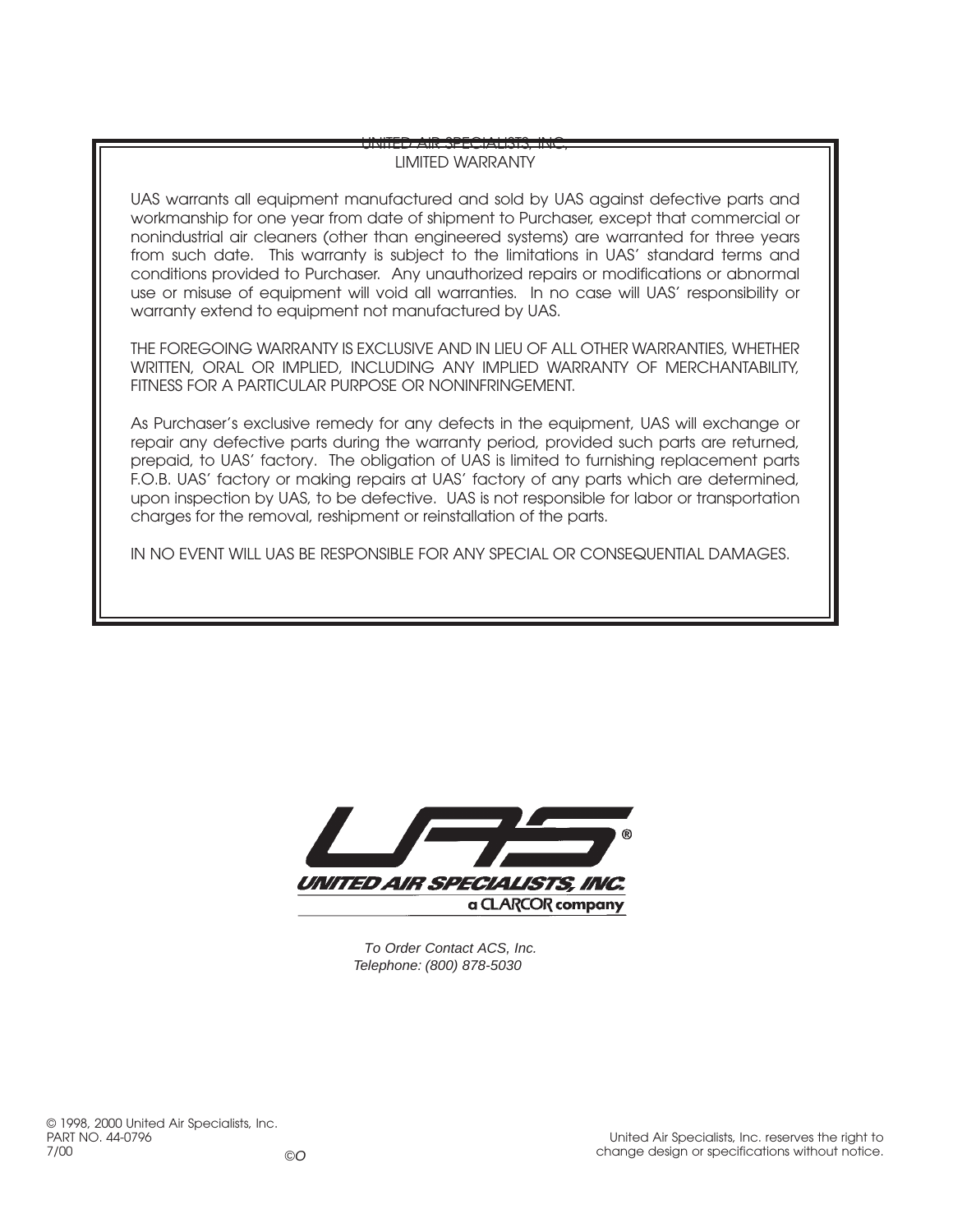## UNITED AIR SPECIALISTS, INC.
## LIMITED WARRANTY

UAS warrants all equipment manufactured and sold by UAS against defective parts and workmanship for one year from date of shipment to Purchaser, except that commercial or nonindustrial air cleaners (other than engineered systems) are warranted for three years from such date. This warranty is subject to the limitations in UAS' standard terms and conditions provided to Purchaser. Any unauthorized repairs or modifications or abnormal use or misuse of equipment will void all warranties. In no case will UAS' responsibility or warranty extend to equipment not manufactured by UAS.

THE FOREGOING WARRANTY IS EXCLUSIVE AND IN LIEU OF ALL OTHER WARRANTIES, WHETHER WRITTEN, ORAL OR IMPLIED, INCLUDING ANY IMPLIED WARRANTY OF MERCHANTABILITY, FITNESS FOR A PARTICULAR PURPOSE OR NONINFRINGEMENT.

As Purchaser's exclusive remedy for any defects in the equipment, UAS will exchange or repair any defective parts during the warranty period, provided such parts are returned, prepaid, to UAS' factory. The obligation of UAS is limited to furnishing replacement parts F.O.B. UAS' factory or making repairs at UAS' factory of any parts which are determined, upon inspection by UAS, to be defective. UAS is not responsible for labor or transportation charges for the removal, reshipment or reinstallation of the parts.

IN NO EVENT WILL UAS BE RESPONSIBLE FOR ANY SPECIAL OR CONSEQUENTIAL DAMAGES.

UAS®

UNITED AIR SPECIALISTS, INC.

a CLARCOR company

*To Order Contact ACS, Inc.*
*Telephone: (800) 878-5030*

© 1998, 2000 United Air Specialists, Inc.
PART NO. 44-0796
7/00

©O

United Air Specialists, Inc. reserves the right to change design or specifications without notice.